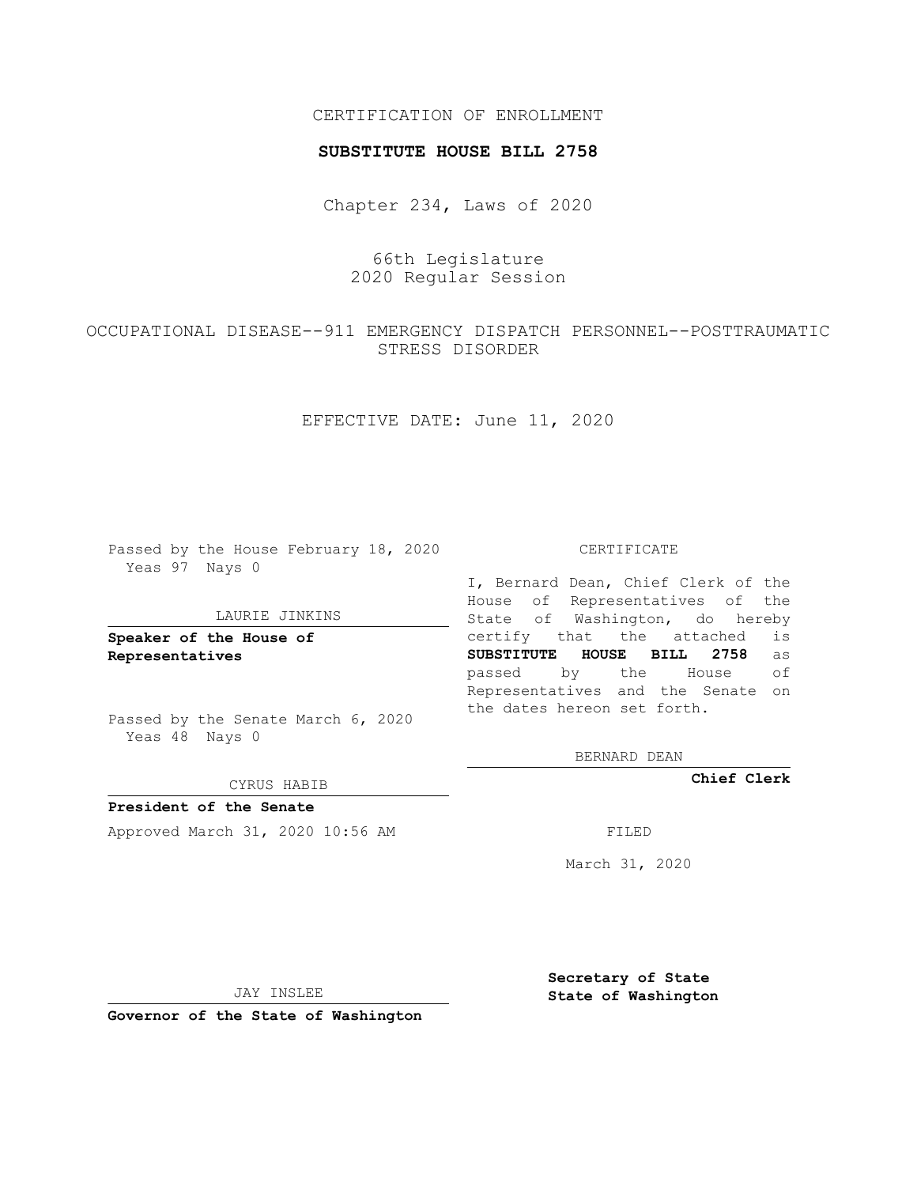CERTIFICATION OF ENROLLMENT

**SUBSTITUTE HOUSE BILL 2758**

Chapter 234, Laws of 2020

66th Legislature
2020 Regular Session

OCCUPATIONAL DISEASE--911 EMERGENCY DISPATCH PERSONNEL--POSTTRAUMATIC STRESS DISORDER

EFFECTIVE DATE: June 11, 2020

Passed by the House February 18, 2020
Yeas 97 Nays 0

LAURIE JINKINS

**Speaker of the House of Representatives**

Passed by the Senate March 6, 2020
Yeas 48 Nays 0

CYRUS HABIB

**President of the Senate**

Approved March 31, 2020 10:56 AM

JAY INSLEE

**Governor of the State of Washington**

CERTIFICATE

I, Bernard Dean, Chief Clerk of the House of Representatives of the State of Washington, do hereby certify that the attached is **SUBSTITUTE HOUSE BILL 2758** as passed by the House of Representatives and the Senate on the dates hereon set forth.

BERNARD DEAN

**Chief Clerk**

FILED

March 31, 2020

**Secretary of State**
**State of Washington**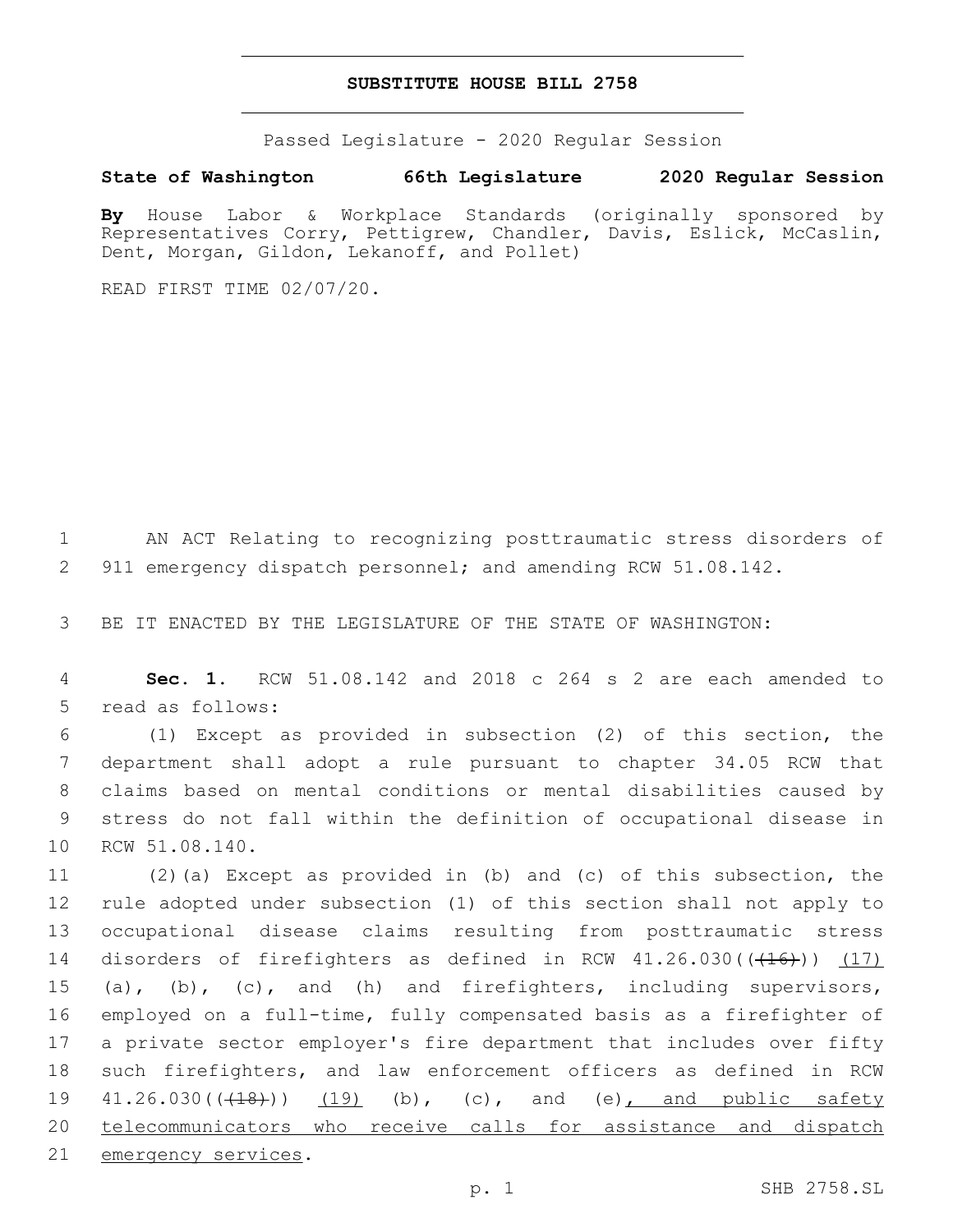# SUBSTITUTE HOUSE BILL 2758

Passed Legislature - 2020 Regular Session

**State of Washington 66th Legislature 2020 Regular Session**

**By** House Labor & Workplace Standards (originally sponsored by Representatives Corry, Pettigrew, Chandler, Davis, Eslick, McCaslin, Dent, Morgan, Gildon, Lekanoff, and Pollet)

READ FIRST TIME 02/07/20.

1 AN ACT Relating to recognizing posttraumatic stress disorders of
2 911 emergency dispatch personnel; and amending RCW 51.08.142.

3 BE IT ENACTED BY THE LEGISLATURE OF THE STATE OF WASHINGTON:

4 **Sec. 1.** RCW 51.08.142 and 2018 c 264 s 2 are each amended to
5 read as follows:

6 (1) Except as provided in subsection (2) of this section, the
7 department shall adopt a rule pursuant to chapter 34.05 RCW that
8 claims based on mental conditions or mental disabilities caused by
9 stress do not fall within the definition of occupational disease in
10 RCW 51.08.140.

11 (2)(a) Except as provided in (b) and (c) of this subsection, the
12 rule adopted under subsection (1) of this section shall not apply to
13 occupational disease claims resulting from posttraumatic stress
14 disorders of firefighters as defined in RCW 41.26.030((~~(16)~~)) <u>(17)</u>
15 (a), (b), (c), and (h) and firefighters, including supervisors,
16 employed on a full-time, fully compensated basis as a firefighter of
17 a private sector employer's fire department that includes over fifty
18 such firefighters, and law enforcement officers as defined in RCW
19 41.26.030((~~(18)~~)) <u>(19)</u> (b), (c), and (e)<u>, and public safety</u>
20 <u>telecommunicators who receive calls for assistance and dispatch</u>
21 <u>emergency services</u>.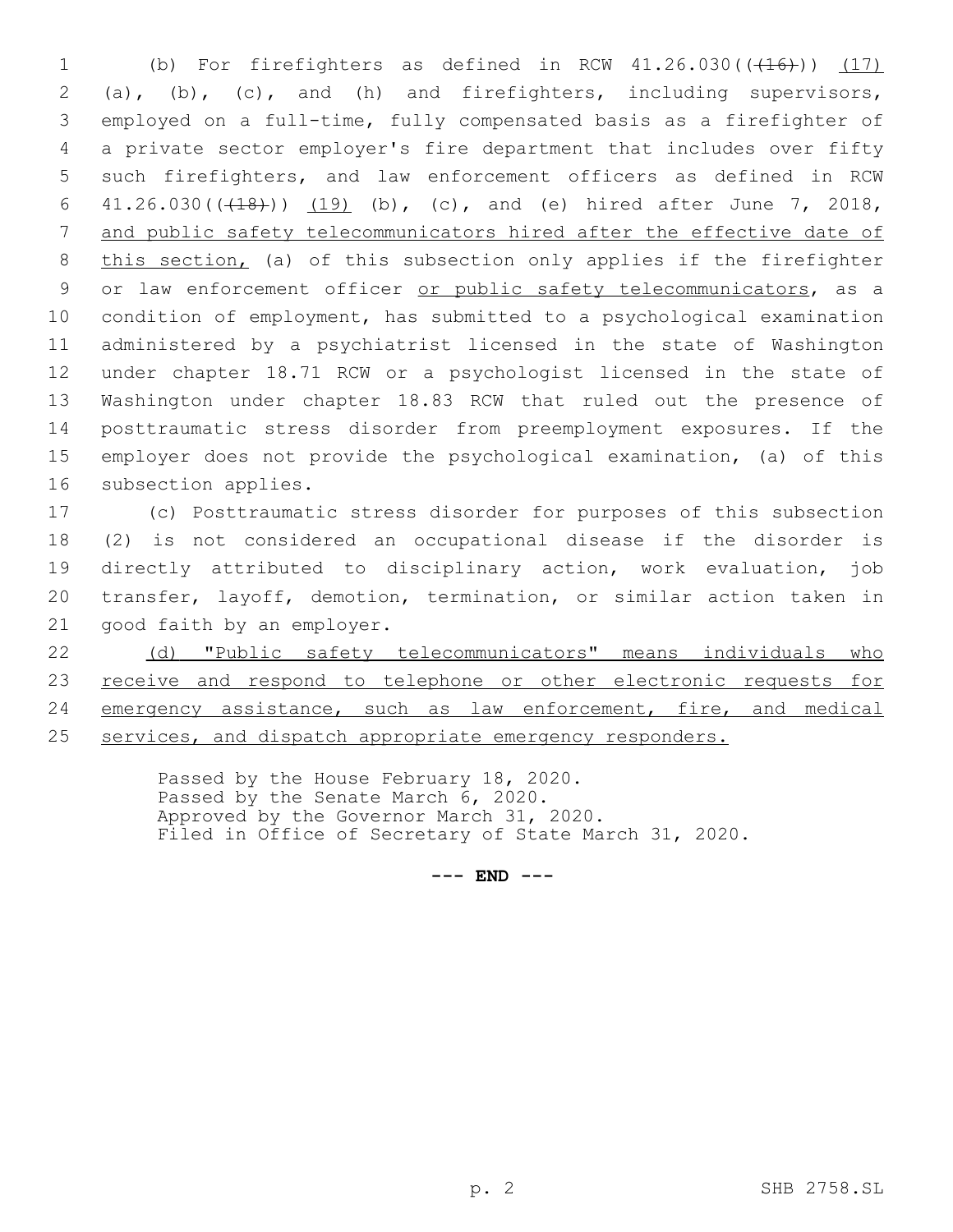1 (b) For firefighters as defined in RCW 41.26.030(((16))) (17)
2 (a), (b), (c), and (h) and firefighters, including supervisors,
3 employed on a full-time, fully compensated basis as a firefighter of
4 a private sector employer's fire department that includes over fifty
5 such firefighters, and law enforcement officers as defined in RCW
6 41.26.030(((18))) (19) (b), (c), and (e) hired after June 7, 2018,
7 and public safety telecommunicators hired after the effective date of
8 this section, (a) of this subsection only applies if the firefighter
9 or law enforcement officer or public safety telecommunicators, as a
10 condition of employment, has submitted to a psychological examination
11 administered by a psychiatrist licensed in the state of Washington
12 under chapter 18.71 RCW or a psychologist licensed in the state of
13 Washington under chapter 18.83 RCW that ruled out the presence of
14 posttraumatic stress disorder from preemployment exposures. If the
15 employer does not provide the psychological examination, (a) of this
16 subsection applies.

17 (c) Posttraumatic stress disorder for purposes of this subsection
18 (2) is not considered an occupational disease if the disorder is
19 directly attributed to disciplinary action, work evaluation, job
20 transfer, layoff, demotion, termination, or similar action taken in
21 good faith by an employer.

22 (d) "Public safety telecommunicators" means individuals who
23 receive and respond to telephone or other electronic requests for
24 emergency assistance, such as law enforcement, fire, and medical
25 services, and dispatch appropriate emergency responders.

Passed by the House February 18, 2020.
Passed by the Senate March 6, 2020.
Approved by the Governor March 31, 2020.
Filed in Office of Secretary of State March 31, 2020.

--- END ---